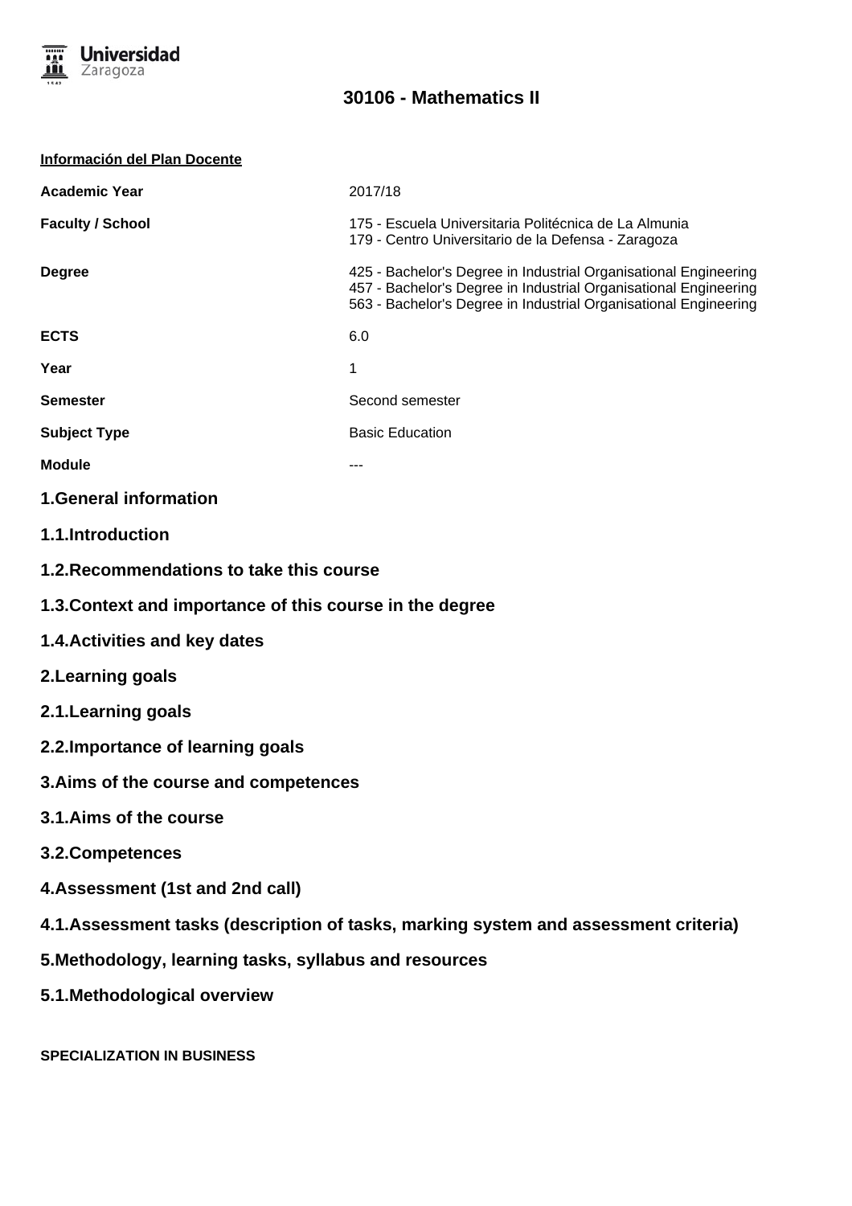# 30106 - Mathematics II

**Información del Plan Docente**

| | |
|---|---|
| **Academic Year** | 2017/18 |
| **Faculty / School** | 175 - Escuela Universitaria Politécnica de La Almunia<br>179 - Centro Universitario de la Defensa - Zaragoza |
| **Degree** | 425 - Bachelor's Degree in Industrial Organisational Engineering<br>457 - Bachelor's Degree in Industrial Organisational Engineering<br>563 - Bachelor's Degree in Industrial Organisational Engineering |
| **ECTS** | 6.0 |
| **Year** | 1 |
| **Semester** | Second semester |
| **Subject Type** | Basic Education |
| **Module** | --- |

## 1.General information

### 1.1.Introduction

### 1.2.Recommendations to take this course

### 1.3.Context and importance of this course in the degree

### 1.4.Activities and key dates

## 2.Learning goals

### 2.1.Learning goals

### 2.2.Importance of learning goals

## 3.Aims of the course and competences

### 3.1.Aims of the course

### 3.2.Competences

## 4.Assessment (1st and 2nd call)

### 4.1.Assessment tasks (description of tasks, marking system and assessment criteria)

## 5.Methodology, learning tasks, syllabus and resources

### 5.1.Methodological overview

**SPECIALIZATION IN BUSINESS**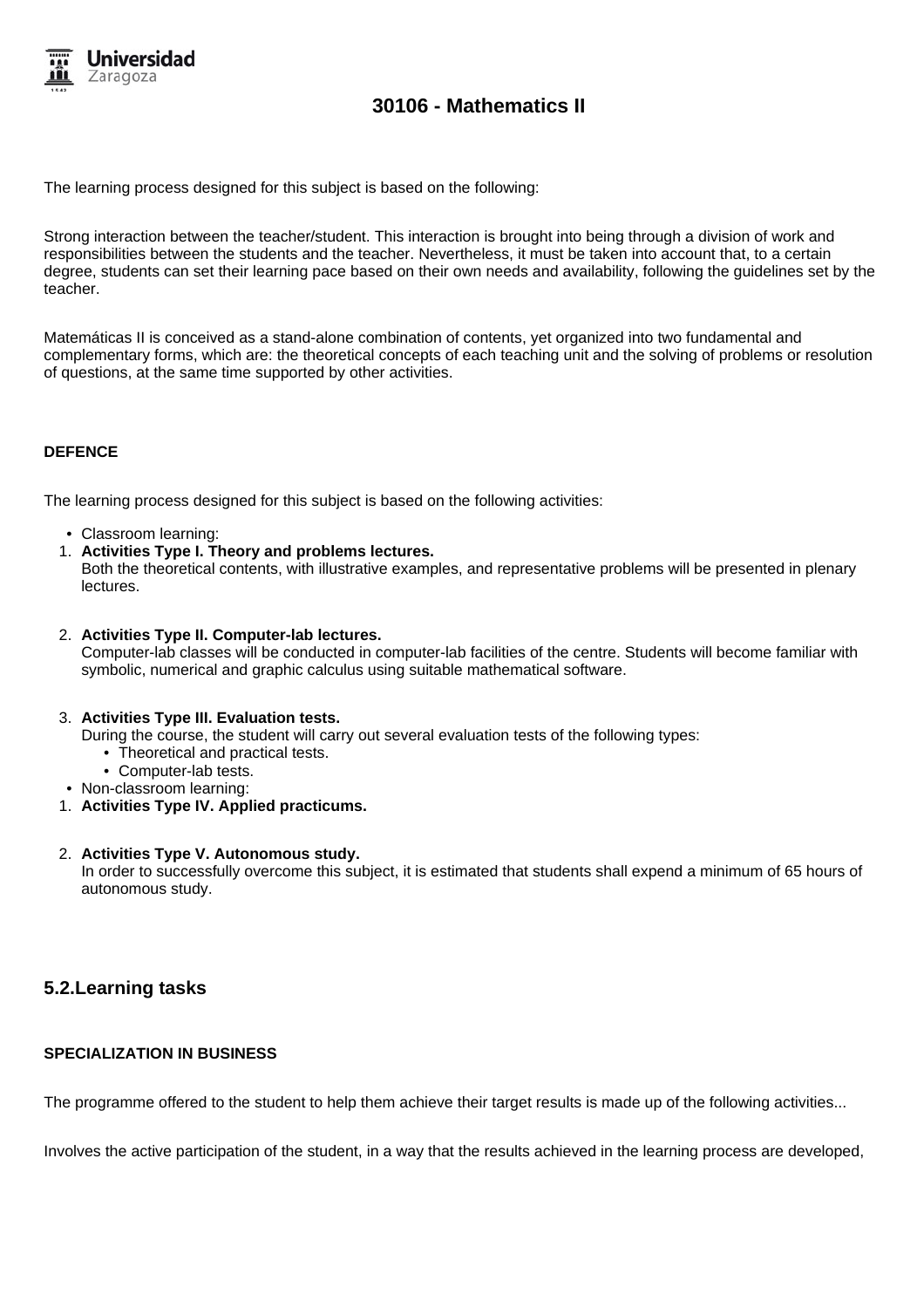The learning process designed for this subject is based on the following:

Strong interaction between the teacher/student. This interaction is brought into being through a division of work and responsibilities between the students and the teacher. Nevertheless, it must be taken into account that, to a certain degree, students can set their learning pace based on their own needs and availability, following the guidelines set by the teacher.

Matemáticas II is conceived as a stand-alone combination of contents, yet organized into two fundamental and complementary forms, which are: the theoretical concepts of each teaching unit and the solving of problems or resolution of questions, at the same time supported by other activities.

**DEFENCE**

The learning process designed for this subject is based on the following activities:

- Classroom learning:

1. **Activities Type I. Theory and problems lectures.**
   Both the theoretical contents, with illustrative examples, and representative problems will be presented in plenary lectures.

2. **Activities Type II. Computer-lab lectures.**
   Computer-lab classes will be conducted in computer-lab facilities of the centre. Students will become familiar with symbolic, numerical and graphic calculus using suitable mathematical software.

3. **Activities Type III. Evaluation tests.**
   During the course, the student will carry out several evaluation tests of the following types:
   - Theoretical and practical tests.
   - Computer-lab tests.

- Non-classroom learning:

1. **Activities Type IV. Applied practicums.**

2. **Activities Type V. Autonomous study.**
   In order to successfully overcome this subject, it is estimated that students shall expend a minimum of 65 hours of autonomous study.

## 5.2.Learning tasks

**SPECIALIZATION IN BUSINESS**

The programme offered to the student to help them achieve their target results is made up of the following activities...

Involves the active participation of the student, in a way that the results achieved in the learning process are developed,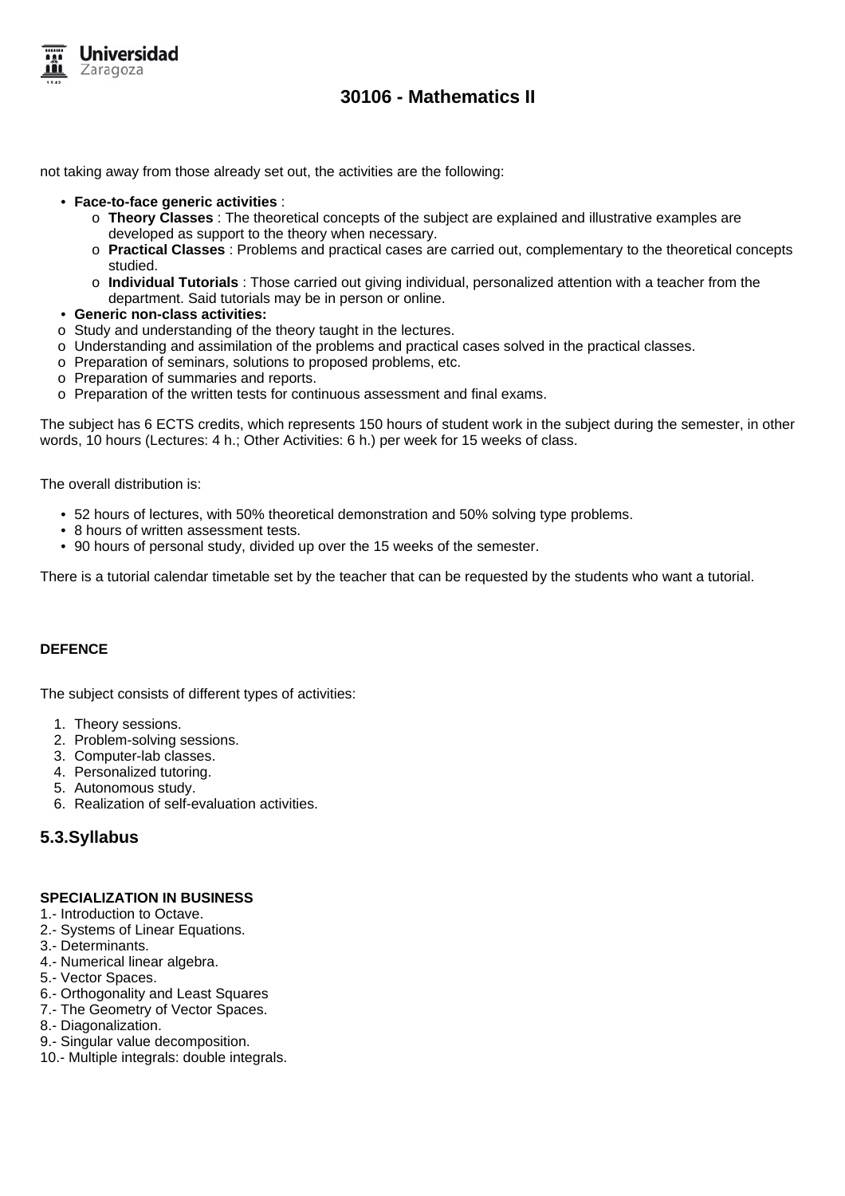not taking away from those already set out, the activities are the following:

- **Face-to-face generic activities** :
  - **Theory Classes** : The theoretical concepts of the subject are explained and illustrative examples are developed as support to the theory when necessary.
  - **Practical Classes** : Problems and practical cases are carried out, complementary to the theoretical concepts studied.
  - **Individual Tutorials** : Those carried out giving individual, personalized attention with a teacher from the department. Said tutorials may be in person or online.
- **Generic non-class activities:**
  - Study and understanding of the theory taught in the lectures.
  - Understanding and assimilation of the problems and practical cases solved in the practical classes.
  - Preparation of seminars, solutions to proposed problems, etc.
  - Preparation of summaries and reports.
  - Preparation of the written tests for continuous assessment and final exams.

The subject has 6 ECTS credits, which represents 150 hours of student work in the subject during the semester, in other words, 10 hours (Lectures: 4 h.; Other Activities: 6 h.) per week for 15 weeks of class.

The overall distribution is:

- 52 hours of lectures, with 50% theoretical demonstration and 50% solving type problems.
- 8 hours of written assessment tests.
- 90 hours of personal study, divided up over the 15 weeks of the semester.

There is a tutorial calendar timetable set by the teacher that can be requested by the students who want a tutorial.

**DEFENCE**

The subject consists of different types of activities:

1. Theory sessions.
2. Problem-solving sessions.
3. Computer-lab classes.
4. Personalized tutoring.
5. Autonomous study.
6. Realization of self-evaluation activities.

## 5.3.Syllabus

**SPECIALIZATION IN BUSINESS**

1.- Introduction to Octave.
2.- Systems of Linear Equations.
3.- Determinants.
4.- Numerical linear algebra.
5.- Vector Spaces.
6.- Orthogonality and Least Squares
7.- The Geometry of Vector Spaces.
8.- Diagonalization.
9.- Singular value decomposition.
10.- Multiple integrals: double integrals.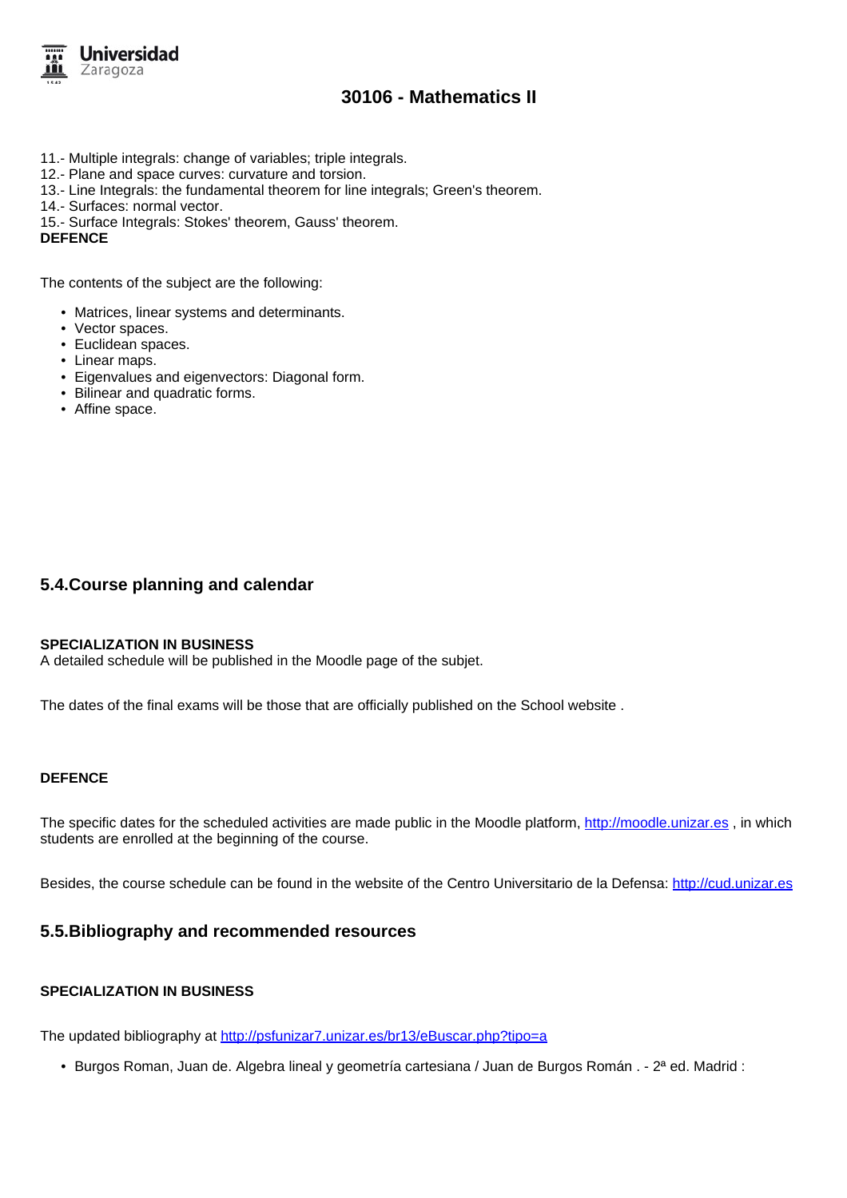11.- Multiple integrals: change of variables; triple integrals.
12.- Plane and space curves: curvature and torsion.
13.- Line Integrals: the fundamental theorem for line integrals; Green's theorem.
14.- Surfaces: normal vector.
15.- Surface Integrals: Stokes' theorem, Gauss' theorem.

**DEFENCE**

The contents of the subject are the following:

- Matrices, linear systems and determinants.
- Vector spaces.
- Euclidean spaces.
- Linear maps.
- Eigenvalues and eigenvectors: Diagonal form.
- Bilinear and quadratic forms.
- Affine space.

## 5.4.Course planning and calendar

**SPECIALIZATION IN BUSINESS**

A detailed schedule will be published in the Moodle page of the subjet.

The dates of the final exams will be those that are officially published on the School website .

**DEFENCE**

The specific dates for the scheduled activities are made public in the Moodle platform, http://moodle.unizar.es , in which students are enrolled at the beginning of the course.

Besides, the course schedule can be found in the website of the Centro Universitario de la Defensa: http://cud.unizar.es

## 5.5.Bibliography and recommended resources

**SPECIALIZATION IN BUSINESS**

The updated bibliography at http://psfunizar7.unizar.es/br13/eBuscar.php?tipo=a

- Burgos Roman, Juan de. Algebra lineal y geometría cartesiana / Juan de Burgos Román . - 2ª ed. Madrid :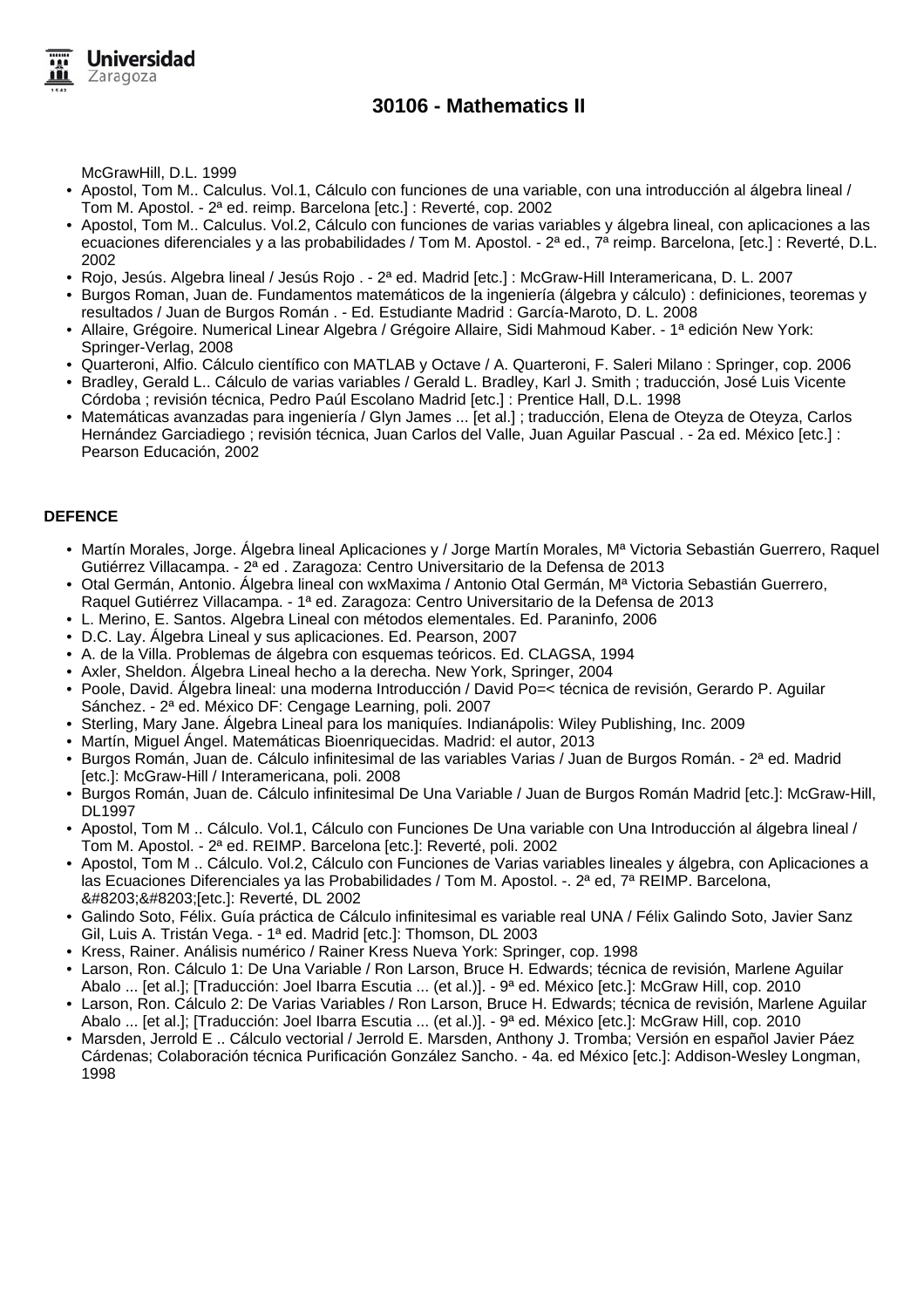McGrawHill, D.L. 1999

- Apostol, Tom M.. Calculus. Vol.1, Cálculo con funciones de una variable, con una introducción al álgebra lineal / Tom M. Apostol. - 2ª ed. reimp. Barcelona [etc.] : Reverté, cop. 2002
- Apostol, Tom M.. Calculus. Vol.2, Cálculo con funciones de varias variables y álgebra lineal, con aplicaciones a las ecuaciones diferenciales y a las probabilidades / Tom M. Apostol. - 2ª ed., 7ª reimp. Barcelona, [etc.] : Reverté, D.L. 2002
- Rojo, Jesús. Algebra lineal / Jesús Rojo . - 2ª ed. Madrid [etc.] : McGraw-Hill Interamericana, D. L. 2007
- Burgos Roman, Juan de. Fundamentos matemáticos de la ingeniería (álgebra y cálculo) : definiciones, teoremas y resultados / Juan de Burgos Román . - Ed. Estudiante Madrid : García-Maroto, D. L. 2008
- Allaire, Grégoire. Numerical Linear Algebra / Grégoire Allaire, Sidi Mahmoud Kaber. - 1ª edición New York: Springer-Verlag, 2008
- Quarteroni, Alfio. Cálculo científico con MATLAB y Octave / A. Quarteroni, F. Saleri Milano : Springer, cop. 2006
- Bradley, Gerald L.. Cálculo de varias variables / Gerald L. Bradley, Karl J. Smith ; traducción, José Luis Vicente Córdoba ; revisión técnica, Pedro Paúl Escolano Madrid [etc.] : Prentice Hall, D.L. 1998
- Matemáticas avanzadas para ingeniería / Glyn James ... [et al.] ; traducción, Elena de Oteyza de Oteyza, Carlos Hernández Garciadiego ; revisión técnica, Juan Carlos del Valle, Juan Aguilar Pascual . - 2a ed. México [etc.] : Pearson Educación, 2002

**DEFENCE**

- Martín Morales, Jorge. Álgebra lineal Aplicaciones y / Jorge Martín Morales, Mª Victoria Sebastián Guerrero, Raquel Gutiérrez Villacampa. - 2ª ed . Zaragoza: Centro Universitario de la Defensa de 2013
- Otal Germán, Antonio. Álgebra lineal con wxMaxima / Antonio Otal Germán, Mª Victoria Sebastián Guerrero, Raquel Gutiérrez Villacampa. - 1ª ed. Zaragoza: Centro Universitario de la Defensa de 2013
- L. Merino, E. Santos. Algebra Lineal con métodos elementales. Ed. Paraninfo, 2006
- D.C. Lay. Álgebra Lineal y sus aplicaciones. Ed. Pearson, 2007
- A. de la Villa. Problemas de álgebra con esquemas teóricos. Ed. CLAGSA, 1994
- Axler, Sheldon. Álgebra Lineal hecho a la derecha. New York, Springer, 2004
- Poole, David. Álgebra lineal: una moderna Introducción / David Po=< técnica de revisión, Gerardo P. Aguilar Sánchez. - 2ª ed. México DF: Cengage Learning, poli. 2007
- Sterling, Mary Jane. Álgebra Lineal para los maniquíes. Indianápolis: Wiley Publishing, Inc. 2009
- Martín, Miguel Ángel. Matemáticas Bioenriquecidas. Madrid: el autor, 2013
- Burgos Román, Juan de. Cálculo infinitesimal de las variables Varias / Juan de Burgos Román. - 2ª ed. Madrid [etc.]: McGraw-Hill / Interamericana, poli. 2008
- Burgos Román, Juan de. Cálculo infinitesimal De Una Variable / Juan de Burgos Román Madrid [etc.]: McGraw-Hill, DL1997
- Apostol, Tom M .. Cálculo. Vol.1, Cálculo con Funciones De Una variable con Una Introducción al álgebra lineal / Tom M. Apostol. - 2ª ed. REIMP. Barcelona [etc.]: Reverté, poli. 2002
- Apostol, Tom M .. Cálculo. Vol.2, Cálculo con Funciones de Varias variables lineales y álgebra, con Aplicaciones a las Ecuaciones Diferenciales ya las Probabilidades / Tom M. Apostol. -. 2ª ed, 7ª REIMP. Barcelona, &#8203;&#8203;[etc.]: Reverté, DL 2002
- Galindo Soto, Félix. Guía práctica de Cálculo infinitesimal es variable real UNA / Félix Galindo Soto, Javier Sanz Gil, Luis A. Tristán Vega. - 1ª ed. Madrid [etc.]: Thomson, DL 2003
- Kress, Rainer. Análisis numérico / Rainer Kress Nueva York: Springer, cop. 1998
- Larson, Ron. Cálculo 1: De Una Variable / Ron Larson, Bruce H. Edwards; técnica de revisión, Marlene Aguilar Abalo ... [et al.]; [Traducción: Joel Ibarra Escutia ... (et al.)]. - 9ª ed. México [etc.]: McGraw Hill, cop. 2010
- Larson, Ron. Cálculo 2: De Varias Variables / Ron Larson, Bruce H. Edwards; técnica de revisión, Marlene Aguilar Abalo ... [et al.]; [Traducción: Joel Ibarra Escutia ... (et al.)]. - 9ª ed. México [etc.]: McGraw Hill, cop. 2010
- Marsden, Jerrold E .. Cálculo vectorial / Jerrold E. Marsden, Anthony J. Tromba; Versión en español Javier Páez Cárdenas; Colaboración técnica Purificación González Sancho. - 4a. ed México [etc.]: Addison-Wesley Longman, 1998